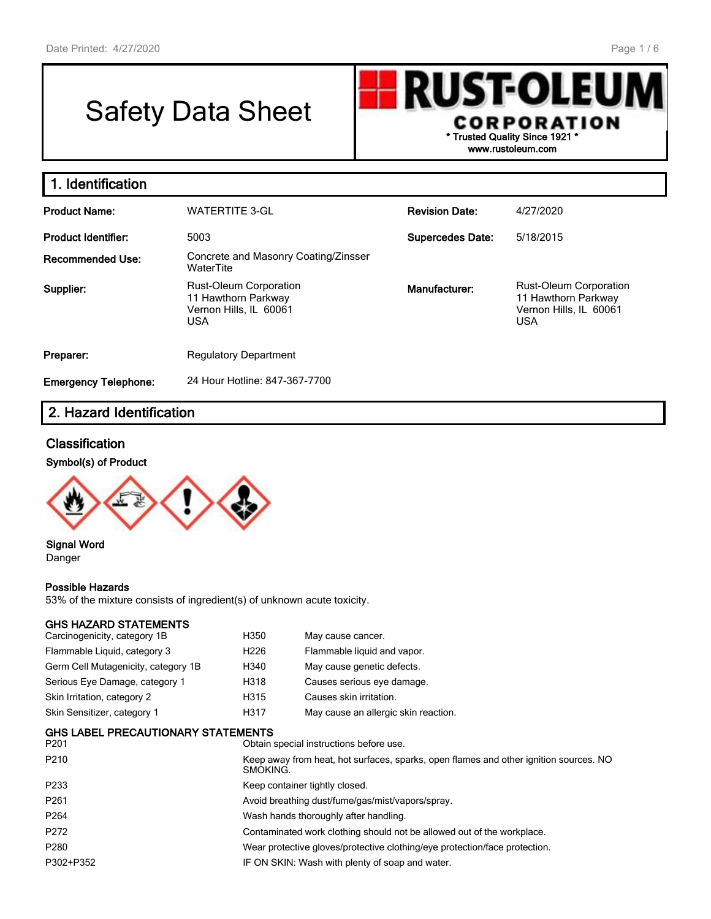# Safety Data Sheet

**RUST-OLEUM CORPORATION**
\* Trusted Quality Since 1921 \*
www.rustoleum.com

## 1. Identification

| | | | |
|---|---|---|---|
| **Product Name:** | WATERTITE 3-GL | **Revision Date:** | 4/27/2020 |
| **Product Identifier:** | 5003 | **Supercedes Date:** | 5/18/2015 |
| **Recommended Use:** | Concrete and Masonry Coating/Zinsser WaterTite | | |
| **Supplier:** | Rust-Oleum Corporation<br>11 Hawthorn Parkway<br>Vernon Hills, IL 60061<br>USA | **Manufacturer:** | Rust-Oleum Corporation<br>11 Hawthorn Parkway<br>Vernon Hills, IL 60061<br>USA |
| **Preparer:** | Regulatory Department | | |
| **Emergency Telephone:** | 24 Hour Hotline: 847-367-7700 | | |

## 2. Hazard Identification

### Classification

**Symbol(s) of Product**

**Signal Word**
Danger

**Possible Hazards**
53% of the mixture consists of ingredient(s) of unknown acute toxicity.

**GHS HAZARD STATEMENTS**

| | | |
|---|---|---|
| Carcinogenicity, category 1B | H350 | May cause cancer. |
| Flammable Liquid, category 3 | H226 | Flammable liquid and vapor. |
| Germ Cell Mutagenicity, category 1B | H340 | May cause genetic defects. |
| Serious Eye Damage, category 1 | H318 | Causes serious eye damage. |
| Skin Irritation, category 2 | H315 | Causes skin irritation. |
| Skin Sensitizer, category 1 | H317 | May cause an allergic skin reaction. |

**GHS LABEL PRECAUTIONARY STATEMENTS**

| | |
|---|---|
| P201 | Obtain special instructions before use. |
| P210 | Keep away from heat, hot surfaces, sparks, open flames and other ignition sources. NO SMOKING. |
| P233 | Keep container tightly closed. |
| P261 | Avoid breathing dust/fume/gas/mist/vapors/spray. |
| P264 | Wash hands thoroughly after handling. |
| P272 | Contaminated work clothing should not be allowed out of the workplace. |
| P280 | Wear protective gloves/protective clothing/eye protection/face protection. |
| P302+P352 | IF ON SKIN: Wash with plenty of soap and water. |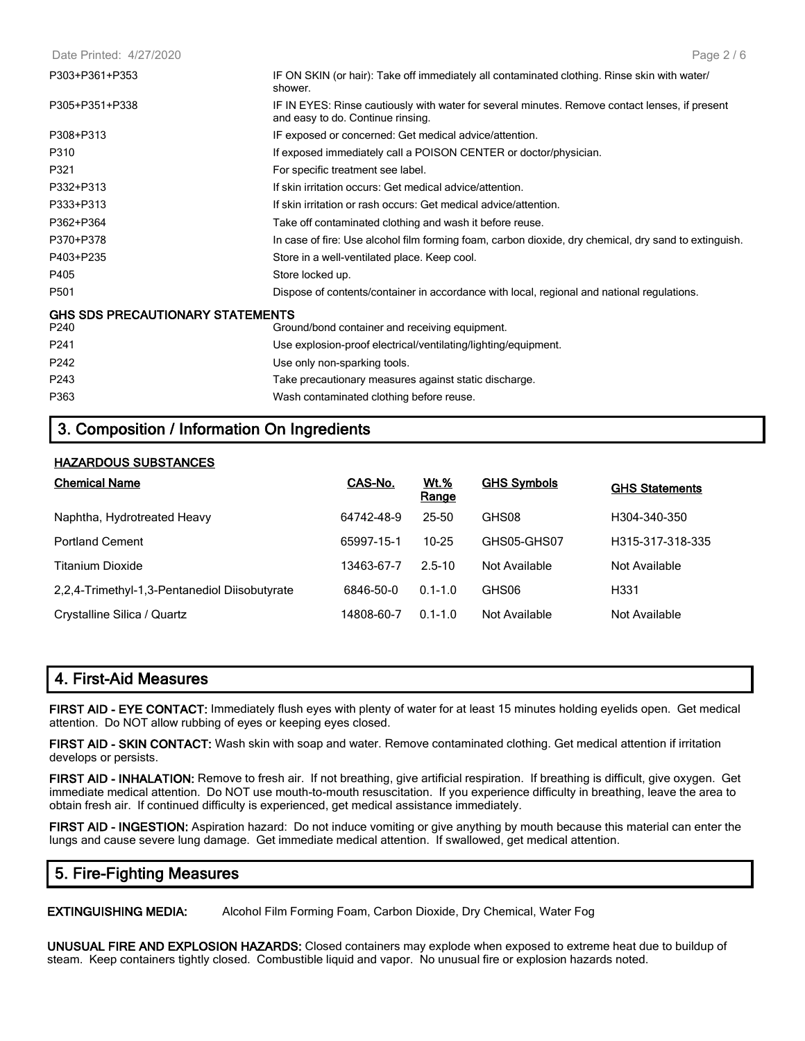| | |
|---|---|
| P303+P361+P353 | IF ON SKIN (or hair): Take off immediately all contaminated clothing. Rinse skin with water/ shower. |
| P305+P351+P338 | IF IN EYES: Rinse cautiously with water for several minutes. Remove contact lenses, if present and easy to do. Continue rinsing. |
| P308+P313 | IF exposed or concerned: Get medical advice/attention. |
| P310 | If exposed immediately call a POISON CENTER or doctor/physician. |
| P321 | For specific treatment see label. |
| P332+P313 | If skin irritation occurs: Get medical advice/attention. |
| P333+P313 | If skin irritation or rash occurs: Get medical advice/attention. |
| P362+P364 | Take off contaminated clothing and wash it before reuse. |
| P370+P378 | In case of fire: Use alcohol film forming foam, carbon dioxide, dry chemical, dry sand to extinguish. |
| P403+P235 | Store in a well-ventilated place. Keep cool. |
| P405 | Store locked up. |
| P501 | Dispose of contents/container in accordance with local, regional and national regulations. |

**GHS SDS PRECAUTIONARY STATEMENTS**

| | |
|---|---|
| P240 | Ground/bond container and receiving equipment. |
| P241 | Use explosion-proof electrical/ventilating/lighting/equipment. |
| P242 | Use only non-sparking tools. |
| P243 | Take precautionary measures against static discharge. |
| P363 | Wash contaminated clothing before reuse. |

## 3. Composition / Information On Ingredients

**HAZARDOUS SUBSTANCES**

| Chemical Name | CAS-No. | Wt.% Range | GHS Symbols | GHS Statements |
|---|---|---|---|---|
| Naphtha, Hydrotreated Heavy | 64742-48-9 | 25-50 | GHS08 | H304-340-350 |
| Portland Cement | 65997-15-1 | 10-25 | GHS05-GHS07 | H315-317-318-335 |
| Titanium Dioxide | 13463-67-7 | 2.5-10 | Not Available | Not Available |
| 2,2,4-Trimethyl-1,3-Pentanediol Diisobutyrate | 6846-50-0 | 0.1-1.0 | GHS06 | H331 |
| Crystalline Silica / Quartz | 14808-60-7 | 0.1-1.0 | Not Available | Not Available |

## 4. First-Aid Measures

**FIRST AID - EYE CONTACT:** Immediately flush eyes with plenty of water for at least 15 minutes holding eyelids open. Get medical attention. Do NOT allow rubbing of eyes or keeping eyes closed.

**FIRST AID - SKIN CONTACT:** Wash skin with soap and water. Remove contaminated clothing. Get medical attention if irritation develops or persists.

**FIRST AID - INHALATION:** Remove to fresh air. If not breathing, give artificial respiration. If breathing is difficult, give oxygen. Get immediate medical attention. Do NOT use mouth-to-mouth resuscitation. If you experience difficulty in breathing, leave the area to obtain fresh air. If continued difficulty is experienced, get medical assistance immediately.

**FIRST AID - INGESTION:** Aspiration hazard: Do not induce vomiting or give anything by mouth because this material can enter the lungs and cause severe lung damage. Get immediate medical attention. If swallowed, get medical attention.

## 5. Fire-Fighting Measures

**EXTINGUISHING MEDIA:** Alcohol Film Forming Foam, Carbon Dioxide, Dry Chemical, Water Fog

**UNUSUAL FIRE AND EXPLOSION HAZARDS:** Closed containers may explode when exposed to extreme heat due to buildup of steam. Keep containers tightly closed. Combustible liquid and vapor. No unusual fire or explosion hazards noted.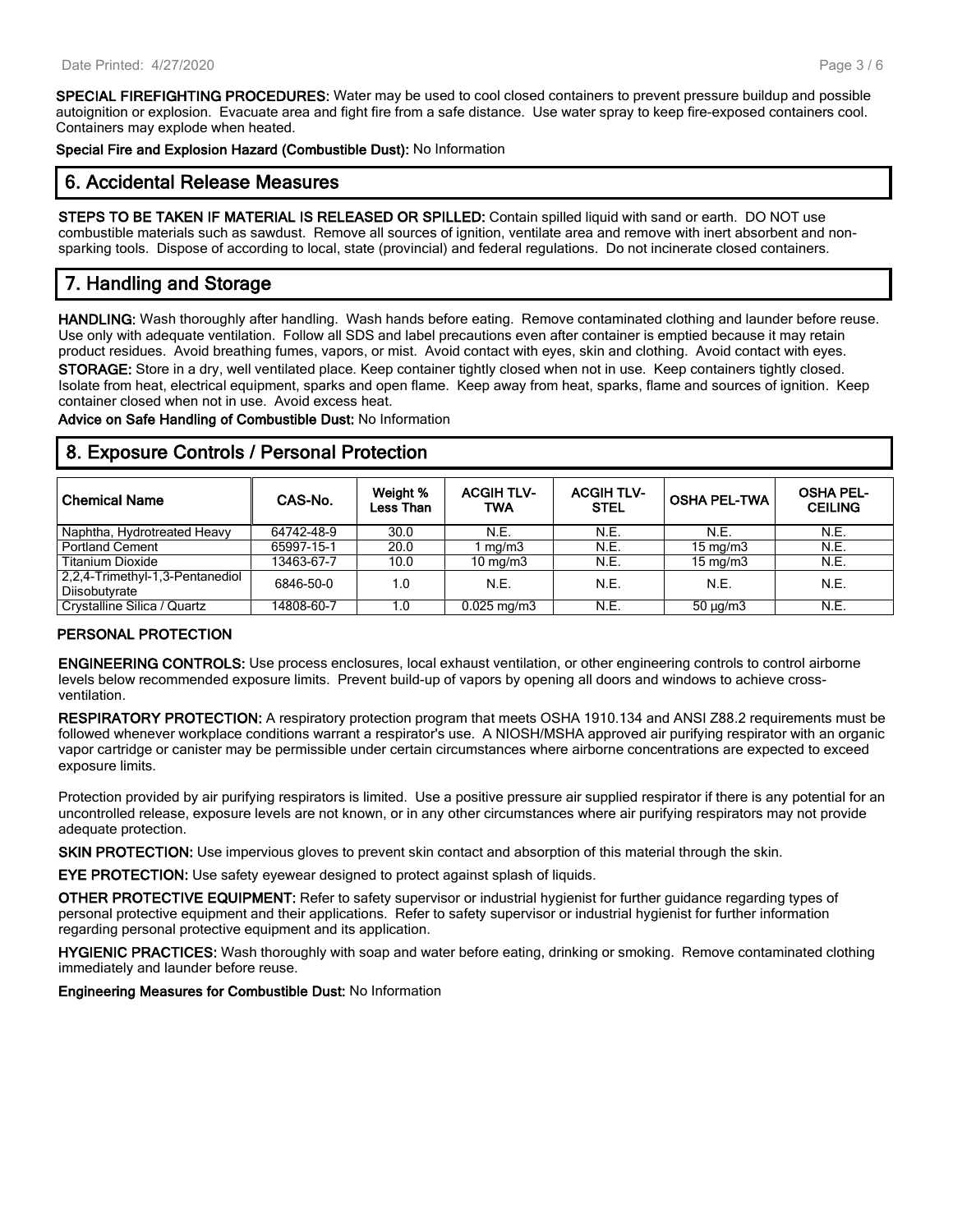**SPECIAL FIREFIGHTING PROCEDURES:** Water may be used to cool closed containers to prevent pressure buildup and possible autoignition or explosion. Evacuate area and fight fire from a safe distance. Use water spray to keep fire-exposed containers cool. Containers may explode when heated.

**Special Fire and Explosion Hazard (Combustible Dust):** No Information

## 6. Accidental Release Measures

**STEPS TO BE TAKEN IF MATERIAL IS RELEASED OR SPILLED:** Contain spilled liquid with sand or earth. DO NOT use combustible materials such as sawdust. Remove all sources of ignition, ventilate area and remove with inert absorbent and non-sparking tools. Dispose of according to local, state (provincial) and federal regulations. Do not incinerate closed containers.

## 7. Handling and Storage

**HANDLING:** Wash thoroughly after handling. Wash hands before eating. Remove contaminated clothing and launder before reuse. Use only with adequate ventilation. Follow all SDS and label precautions even after container is emptied because it may retain product residues. Avoid breathing fumes, vapors, or mist. Avoid contact with eyes, skin and clothing. Avoid contact with eyes.

**STORAGE:** Store in a dry, well ventilated place. Keep container tightly closed when not in use. Keep containers tightly closed. Isolate from heat, electrical equipment, sparks and open flame. Keep away from heat, sparks, flame and sources of ignition. Keep container closed when not in use. Avoid excess heat.

**Advice on Safe Handling of Combustible Dust:** No Information

## 8. Exposure Controls / Personal Protection

| Chemical Name | CAS-No. | Weight % Less Than | ACGIH TLV-TWA | ACGIH TLV-STEL | OSHA PEL-TWA | OSHA PEL-CEILING |
|---|---|---|---|---|---|---|
| Naphtha, Hydrotreated Heavy | 64742-48-9 | 30.0 | N.E. | N.E. | N.E. | N.E. |
| Portland Cement | 65997-15-1 | 20.0 | 1 mg/m3 | N.E. | 15 mg/m3 | N.E. |
| Titanium Dioxide | 13463-67-7 | 10.0 | 10 mg/m3 | N.E. | 15 mg/m3 | N.E. |
| 2,2,4-Trimethyl-1,3-Pentanediol Diisobutyrate | 6846-50-0 | 1.0 | N.E. | N.E. | N.E. | N.E. |
| Crystalline Silica / Quartz | 14808-60-7 | 1.0 | 0.025 mg/m3 | N.E. | 50 µg/m3 | N.E. |

### PERSONAL PROTECTION

**ENGINEERING CONTROLS:** Use process enclosures, local exhaust ventilation, or other engineering controls to control airborne levels below recommended exposure limits. Prevent build-up of vapors by opening all doors and windows to achieve cross-ventilation.

**RESPIRATORY PROTECTION:** A respiratory protection program that meets OSHA 1910.134 and ANSI Z88.2 requirements must be followed whenever workplace conditions warrant a respirator's use. A NIOSH/MSHA approved air purifying respirator with an organic vapor cartridge or canister may be permissible under certain circumstances where airborne concentrations are expected to exceed exposure limits.

Protection provided by air purifying respirators is limited. Use a positive pressure air supplied respirator if there is any potential for an uncontrolled release, exposure levels are not known, or in any other circumstances where air purifying respirators may not provide adequate protection.

**SKIN PROTECTION:** Use impervious gloves to prevent skin contact and absorption of this material through the skin.

**EYE PROTECTION:** Use safety eyewear designed to protect against splash of liquids.

**OTHER PROTECTIVE EQUIPMENT:** Refer to safety supervisor or industrial hygienist for further guidance regarding types of personal protective equipment and their applications. Refer to safety supervisor or industrial hygienist for further information regarding personal protective equipment and its application.

**HYGIENIC PRACTICES:** Wash thoroughly with soap and water before eating, drinking or smoking. Remove contaminated clothing immediately and launder before reuse.

**Engineering Measures for Combustible Dust:** No Information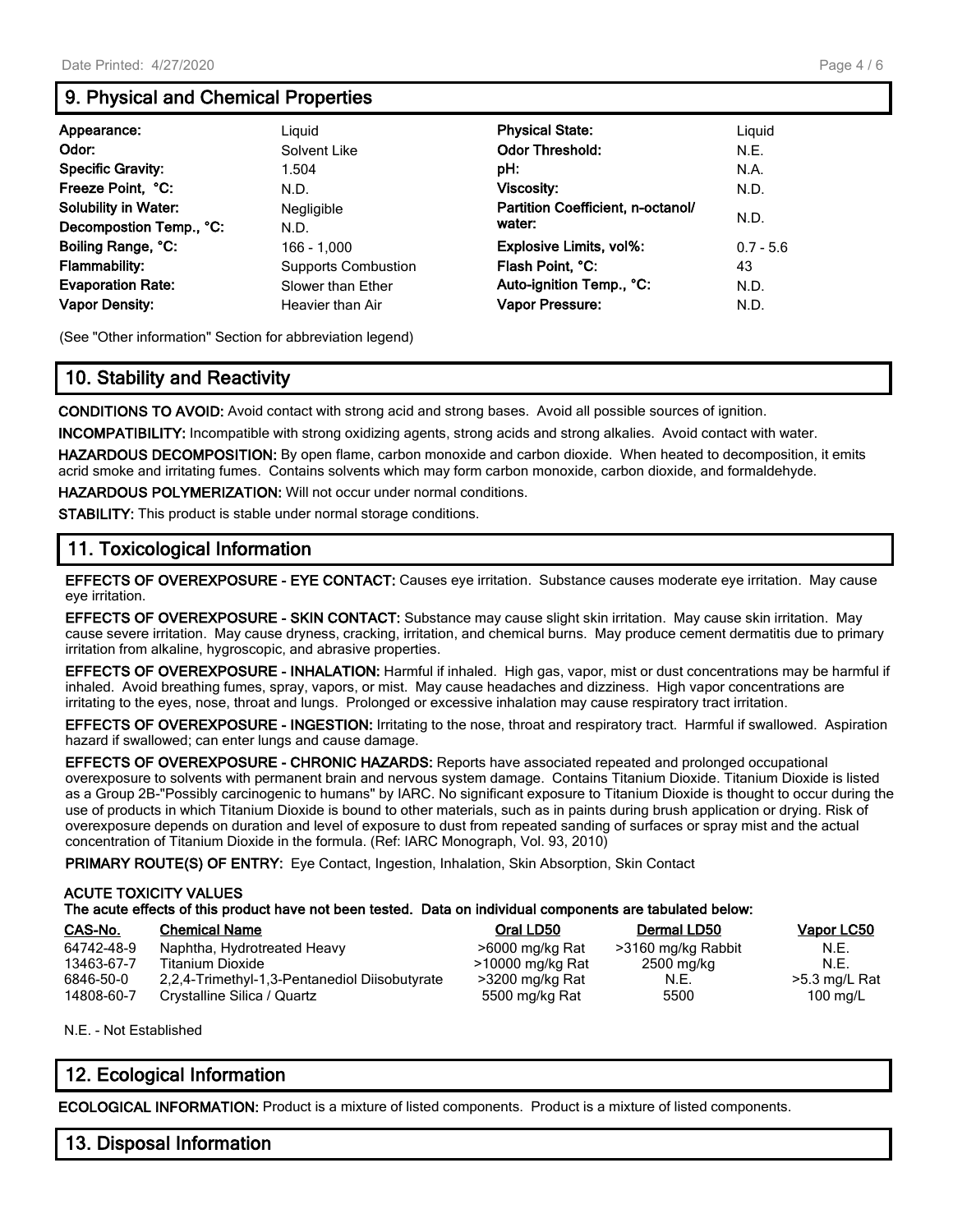## 9. Physical and Chemical Properties

| | | | |
|---|---|---|---|
| **Appearance:** | Liquid | **Physical State:** | Liquid |
| **Odor:** | Solvent Like | **Odor Threshold:** | N.E. |
| **Specific Gravity:** | 1.504 | **pH:** | N.A. |
| **Freeze Point, °C:** | N.D. | **Viscosity:** | N.D. |
| **Solubility in Water:** | Negligible | **Partition Coefficient, n-octanol/ water:** | N.D. |
| **Decompostion Temp., °C:** | N.D. | | |
| **Boiling Range, °C:** | 166 - 1,000 | **Explosive Limits, vol%:** | 0.7 - 5.6 |
| **Flammability:** | Supports Combustion | **Flash Point, °C:** | 43 |
| **Evaporation Rate:** | Slower than Ether | **Auto-ignition Temp., °C:** | N.D. |
| **Vapor Density:** | Heavier than Air | **Vapor Pressure:** | N.D. |

(See "Other information" Section for abbreviation legend)

## 10. Stability and Reactivity

**CONDITIONS TO AVOID:** Avoid contact with strong acid and strong bases. Avoid all possible sources of ignition.

**INCOMPATIBILITY:** Incompatible with strong oxidizing agents, strong acids and strong alkalies. Avoid contact with water.

**HAZARDOUS DECOMPOSITION:** By open flame, carbon monoxide and carbon dioxide. When heated to decomposition, it emits acrid smoke and irritating fumes. Contains solvents which may form carbon monoxide, carbon dioxide, and formaldehyde.

**HAZARDOUS POLYMERIZATION:** Will not occur under normal conditions.

**STABILITY:** This product is stable under normal storage conditions.

## 11. Toxicological Information

**EFFECTS OF OVEREXPOSURE - EYE CONTACT:** Causes eye irritation. Substance causes moderate eye irritation. May cause eye irritation.

**EFFECTS OF OVEREXPOSURE - SKIN CONTACT:** Substance may cause slight skin irritation. May cause skin irritation. May cause severe irritation. May cause dryness, cracking, irritation, and chemical burns. May produce cement dermatitis due to primary irritation from alkaline, hygroscopic, and abrasive properties.

**EFFECTS OF OVEREXPOSURE - INHALATION:** Harmful if inhaled. High gas, vapor, mist or dust concentrations may be harmful if inhaled. Avoid breathing fumes, spray, vapors, or mist. May cause headaches and dizziness. High vapor concentrations are irritating to the eyes, nose, throat and lungs. Prolonged or excessive inhalation may cause respiratory tract irritation.

**EFFECTS OF OVEREXPOSURE - INGESTION:** Irritating to the nose, throat and respiratory tract. Harmful if swallowed. Aspiration hazard if swallowed; can enter lungs and cause damage.

**EFFECTS OF OVEREXPOSURE - CHRONIC HAZARDS:** Reports have associated repeated and prolonged occupational overexposure to solvents with permanent brain and nervous system damage. Contains Titanium Dioxide. Titanium Dioxide is listed as a Group 2B-"Possibly carcinogenic to humans" by IARC. No significant exposure to Titanium Dioxide is thought to occur during the use of products in which Titanium Dioxide is bound to other materials, such as in paints during brush application or drying. Risk of overexposure depends on duration and level of exposure to dust from repeated sanding of surfaces or spray mist and the actual concentration of Titanium Dioxide in the formula. (Ref: IARC Monograph, Vol. 93, 2010)

**PRIMARY ROUTE(S) OF ENTRY:** Eye Contact, Ingestion, Inhalation, Skin Absorption, Skin Contact

**ACUTE TOXICITY VALUES**
**The acute effects of this product have not been tested. Data on individual components are tabulated below:**

| CAS-No. | Chemical Name | Oral LD50 | Dermal LD50 | Vapor LC50 |
|---|---|---|---|---|
| 64742-48-9 | Naphtha, Hydrotreated Heavy | >6000 mg/kg Rat | >3160 mg/kg Rabbit | N.E. |
| 13463-67-7 | Titanium Dioxide | >10000 mg/kg Rat | 2500 mg/kg | N.E. |
| 6846-50-0 | 2,2,4-Trimethyl-1,3-Pentanediol Diisobutyrate | >3200 mg/kg Rat | N.E. | >5.3 mg/L Rat |
| 14808-60-7 | Crystalline Silica / Quartz | 5500 mg/kg Rat | 5500 | 100 mg/L |

N.E. - Not Established

## 12. Ecological Information

**ECOLOGICAL INFORMATION:** Product is a mixture of listed components. Product is a mixture of listed components.

## 13. Disposal Information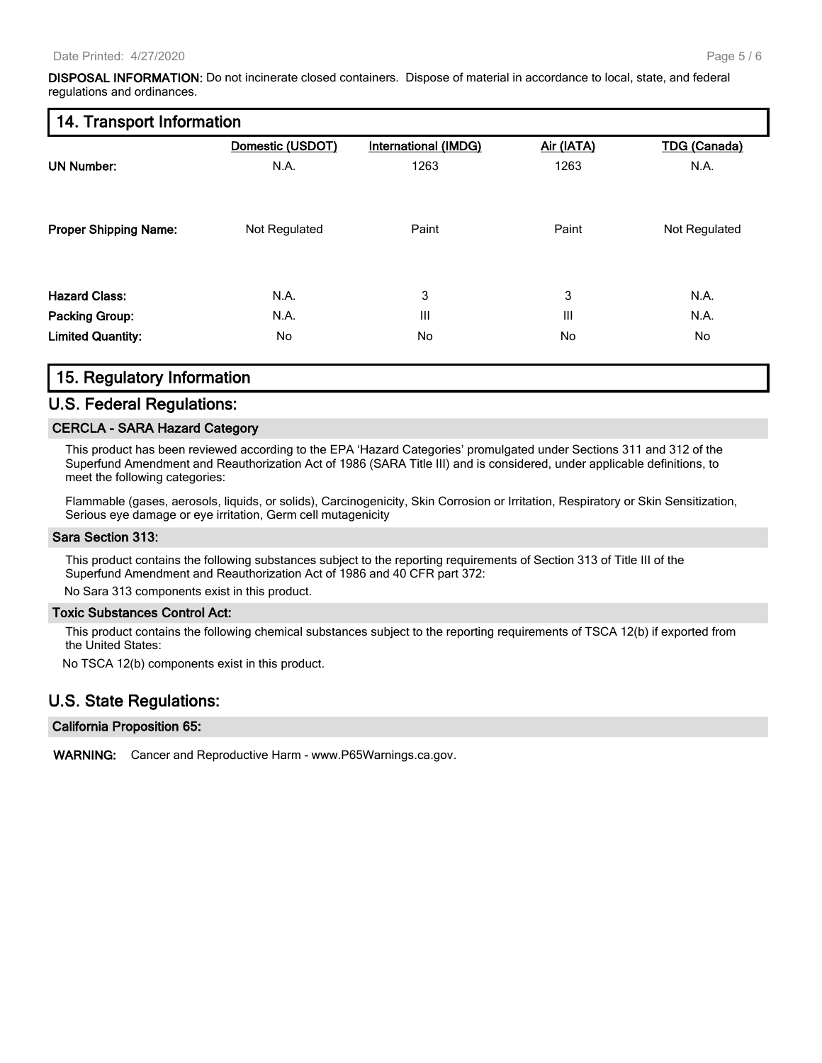**DISPOSAL INFORMATION:** Do not incinerate closed containers. Dispose of material in accordance to local, state, and federal regulations and ordinances.

## 14. Transport Information

| | Domestic (USDOT) | International (IMDG) | Air (IATA) | TDG (Canada) |
|---|---|---|---|---|
| **UN Number:** | N.A. | 1263 | 1263 | N.A. |
| **Proper Shipping Name:** | Not Regulated | Paint | Paint | Not Regulated |
| **Hazard Class:** | N.A. | 3 | 3 | N.A. |
| **Packing Group:** | N.A. | III | III | N.A. |
| **Limited Quantity:** | No | No | No | No |

## 15. Regulatory Information

## U.S. Federal Regulations:

### CERCLA - SARA Hazard Category

This product has been reviewed according to the EPA 'Hazard Categories' promulgated under Sections 311 and 312 of the Superfund Amendment and Reauthorization Act of 1986 (SARA Title III) and is considered, under applicable definitions, to meet the following categories:

Flammable (gases, aerosols, liquids, or solids), Carcinogenicity, Skin Corrosion or Irritation, Respiratory or Skin Sensitization, Serious eye damage or eye irritation, Germ cell mutagenicity

### Sara Section 313:

This product contains the following substances subject to the reporting requirements of Section 313 of Title III of the Superfund Amendment and Reauthorization Act of 1986 and 40 CFR part 372:

No Sara 313 components exist in this product.

### Toxic Substances Control Act:

This product contains the following chemical substances subject to the reporting requirements of TSCA 12(b) if exported from the United States:

No TSCA 12(b) components exist in this product.

## U.S. State Regulations:

### California Proposition 65:

**WARNING:** Cancer and Reproductive Harm - www.P65Warnings.ca.gov.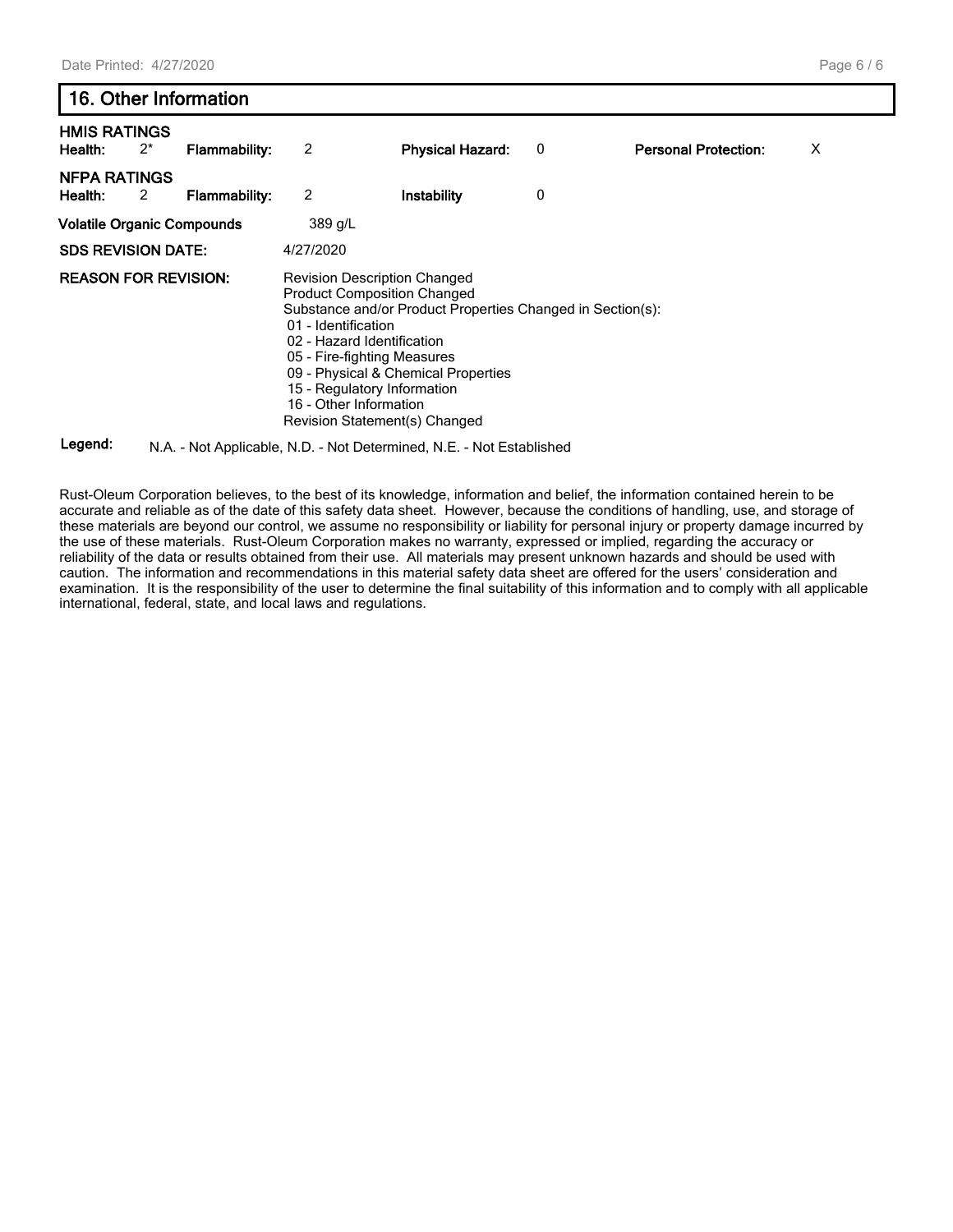## 16. Other Information

**HMIS RATINGS**

| | | | | | | | |
|---|---|---|---|---|---|---|---|
| **Health:** | 2* | **Flammability:** | 2 | **Physical Hazard:** | 0 | **Personal Protection:** | X |

**NFPA RATINGS**

| | | | | | |
|---|---|---|---|---|---|
| **Health:** | 2 | **Flammability:** | 2 | **Instability** | 0 |

**Volatile Organic Compounds** 389 g/L

**SDS REVISION DATE:** 4/27/2020

**REASON FOR REVISION:**

Revision Description Changed
Product Composition Changed
Substance and/or Product Properties Changed in Section(s):
- 01 - Identification
- 02 - Hazard Identification
- 05 - Fire-fighting Measures
- 09 - Physical & Chemical Properties
- 15 - Regulatory Information
- 16 - Other Information

Revision Statement(s) Changed

**Legend:** N.A. - Not Applicable, N.D. - Not Determined, N.E. - Not Established

Rust-Oleum Corporation believes, to the best of its knowledge, information and belief, the information contained herein to be accurate and reliable as of the date of this safety data sheet. However, because the conditions of handling, use, and storage of these materials are beyond our control, we assume no responsibility or liability for personal injury or property damage incurred by the use of these materials. Rust-Oleum Corporation makes no warranty, expressed or implied, regarding the accuracy or reliability of the data or results obtained from their use. All materials may present unknown hazards and should be used with caution. The information and recommendations in this material safety data sheet are offered for the users' consideration and examination. It is the responsibility of the user to determine the final suitability of this information and to comply with all applicable international, federal, state, and local laws and regulations.